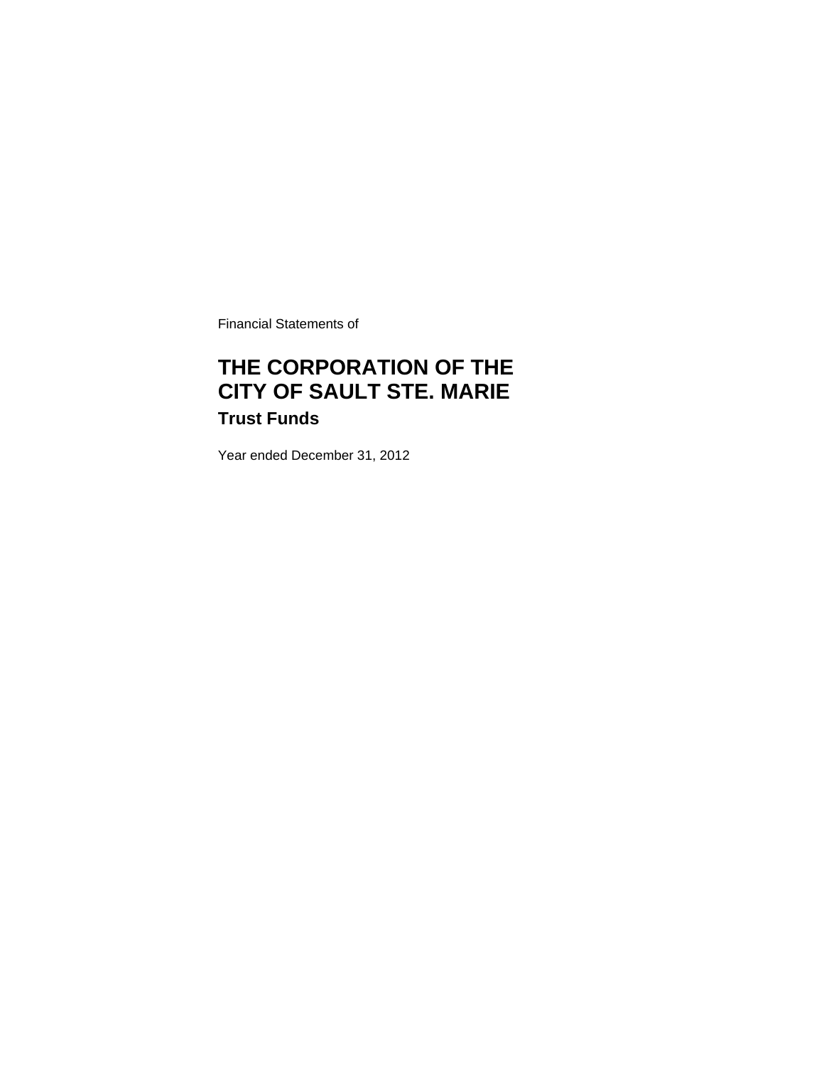Financial Statements of

# THE CORPORATION OF THE CITY OF SAULT STE. MARIE

## Trust Funds

Year ended December 31, 2012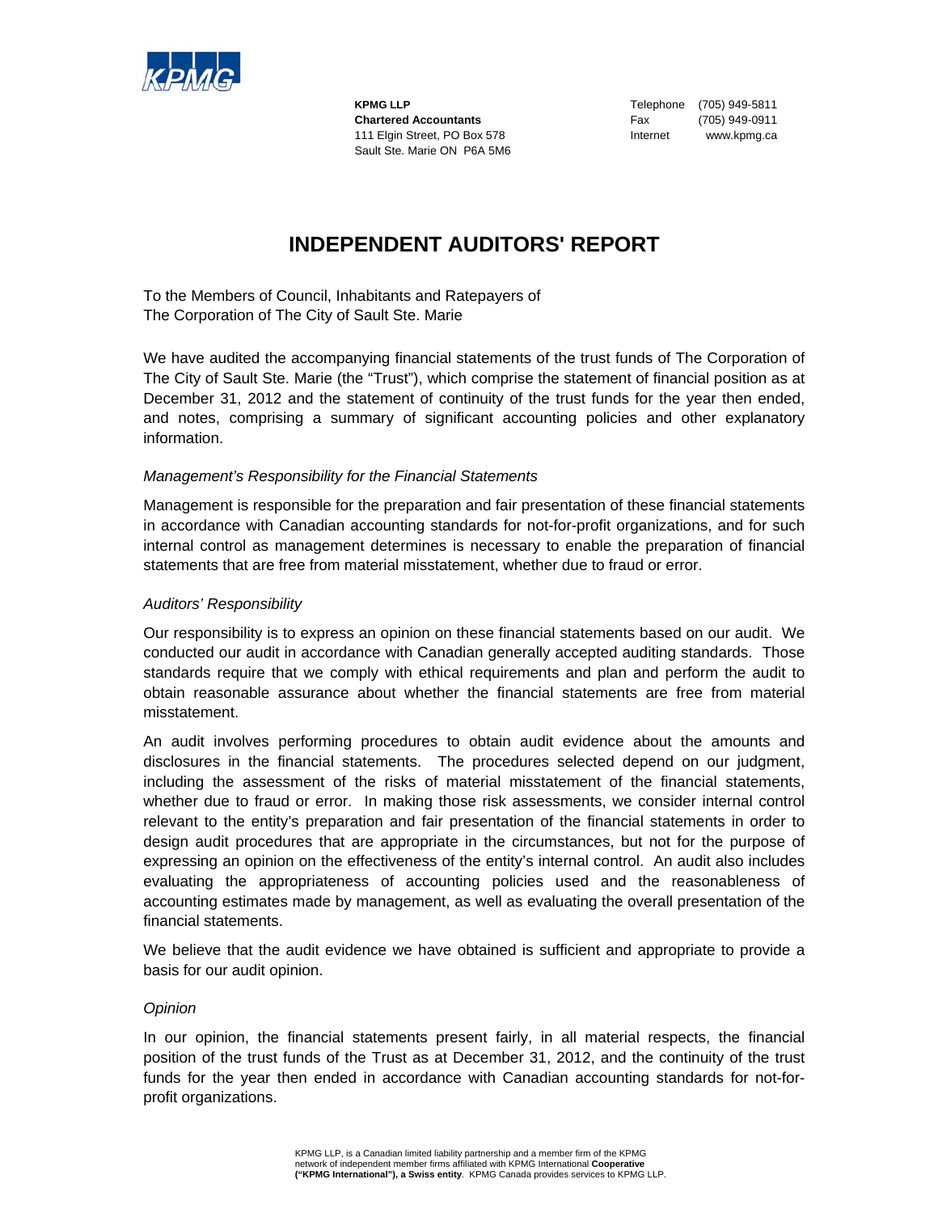**KPMG LLP**
**Chartered Accountants**
111 Elgin Street, PO Box 578
Sault Ste. Marie ON P6A 5M6

Telephone (705) 949-5811
Fax (705) 949-0911
Internet www.kpmg.ca

# INDEPENDENT AUDITORS' REPORT

To the Members of Council, Inhabitants and Ratepayers of
The Corporation of The City of Sault Ste. Marie

We have audited the accompanying financial statements of the trust funds of The Corporation of The City of Sault Ste. Marie (the "Trust"), which comprise the statement of financial position as at December 31, 2012 and the statement of continuity of the trust funds for the year then ended, and notes, comprising a summary of significant accounting policies and other explanatory information.

### *Management's Responsibility for the Financial Statements*

Management is responsible for the preparation and fair presentation of these financial statements in accordance with Canadian accounting standards for not-for-profit organizations, and for such internal control as management determines is necessary to enable the preparation of financial statements that are free from material misstatement, whether due to fraud or error.

### *Auditors' Responsibility*

Our responsibility is to express an opinion on these financial statements based on our audit. We conducted our audit in accordance with Canadian generally accepted auditing standards. Those standards require that we comply with ethical requirements and plan and perform the audit to obtain reasonable assurance about whether the financial statements are free from material misstatement.

An audit involves performing procedures to obtain audit evidence about the amounts and disclosures in the financial statements. The procedures selected depend on our judgment, including the assessment of the risks of material misstatement of the financial statements, whether due to fraud or error. In making those risk assessments, we consider internal control relevant to the entity's preparation and fair presentation of the financial statements in order to design audit procedures that are appropriate in the circumstances, but not for the purpose of expressing an opinion on the effectiveness of the entity's internal control. An audit also includes evaluating the appropriateness of accounting policies used and the reasonableness of accounting estimates made by management, as well as evaluating the overall presentation of the financial statements.

We believe that the audit evidence we have obtained is sufficient and appropriate to provide a basis for our audit opinion.

### *Opinion*

In our opinion, the financial statements present fairly, in all material respects, the financial position of the trust funds of the Trust as at December 31, 2012, and the continuity of the trust funds for the year then ended in accordance with Canadian accounting standards for not-for-profit organizations.

KPMG LLP, is a Canadian limited liability partnership and a member firm of the KPMG network of independent member firms affiliated with KPMG International **Cooperative ("KPMG International"), a Swiss entity**. KPMG Canada provides services to KPMG LLP.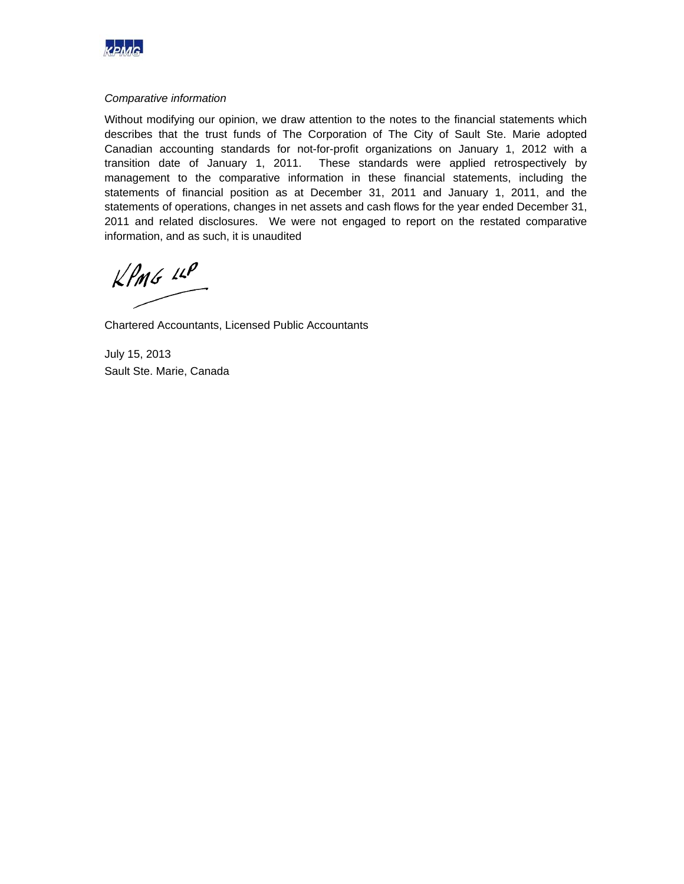*Comparative information*

Without modifying our opinion, we draw attention to the notes to the financial statements which describes that the trust funds of The Corporation of The City of Sault Ste. Marie adopted Canadian accounting standards for not-for-profit organizations on January 1, 2012 with a transition date of January 1, 2011. These standards were applied retrospectively by management to the comparative information in these financial statements, including the statements of financial position as at December 31, 2011 and January 1, 2011, and the statements of operations, changes in net assets and cash flows for the year ended December 31, 2011 and related disclosures. We were not engaged to report on the restated comparative information, and as such, it is unaudited

KPMG LLP

Chartered Accountants, Licensed Public Accountants

July 15, 2013
Sault Ste. Marie, Canada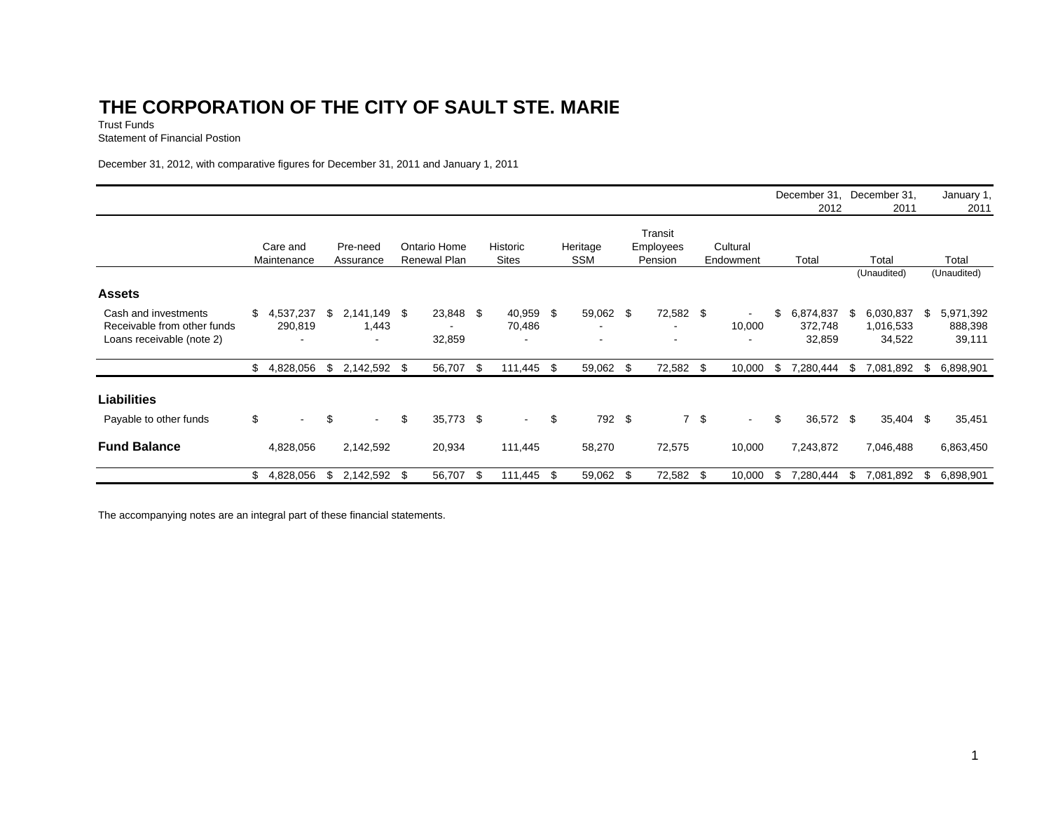# THE CORPORATION OF THE CITY OF SAULT STE. MARIE

Trust Funds
Statement of Financial Postion

December 31, 2012, with comparative figures for December 31, 2011 and January 1, 2011

| | Care and Maintenance | Pre-need Assurance | Ontario Home Renewal Plan | Historic Sites | Heritage SSM | Transit Employees Pension | Cultural Endowment | December 31, 2012 Total | December 31, 2011 Total (Unaudited) | January 1, 2011 Total (Unaudited) |
|---|---|---|---|---|---|---|---|---|---|---|
| **Assets** | | | | | | | | | | |
| Cash and investments | $ 4,537,237 | $ 2,141,149 | $ 23,848 | $ 40,959 | $ 59,062 | $ 72,582 | $ - | $ 6,874,837 | $ 6,030,837 | $ 5,971,392 |
| Receivable from other funds | 290,819 | 1,443 | - | 70,486 | - | - | 10,000 | 372,748 | 1,016,533 | 888,398 |
| Loans receivable (note 2) | - | - | 32,859 | - | - | - | - | 32,859 | 34,522 | 39,111 |
| | $ 4,828,056 | $ 2,142,592 | $ 56,707 | $ 111,445 | $ 59,062 | $ 72,582 | $ 10,000 | $ 7,280,444 | $ 7,081,892 | $ 6,898,901 |
| **Liabilities** | | | | | | | | | | |
| Payable to other funds | $ - | $ - | $ 35,773 | $ - | $ 792 | $ 7 | $ - | $ 36,572 | $ 35,404 | $ 35,451 |
| **Fund Balance** | 4,828,056 | 2,142,592 | 20,934 | 111,445 | 58,270 | 72,575 | 10,000 | 7,243,872 | 7,046,488 | 6,863,450 |
| | $ 4,828,056 | $ 2,142,592 | $ 56,707 | $ 111,445 | $ 59,062 | $ 72,582 | $ 10,000 | $ 7,280,444 | $ 7,081,892 | $ 6,898,901 |

The accompanying notes are an integral part of these financial statements.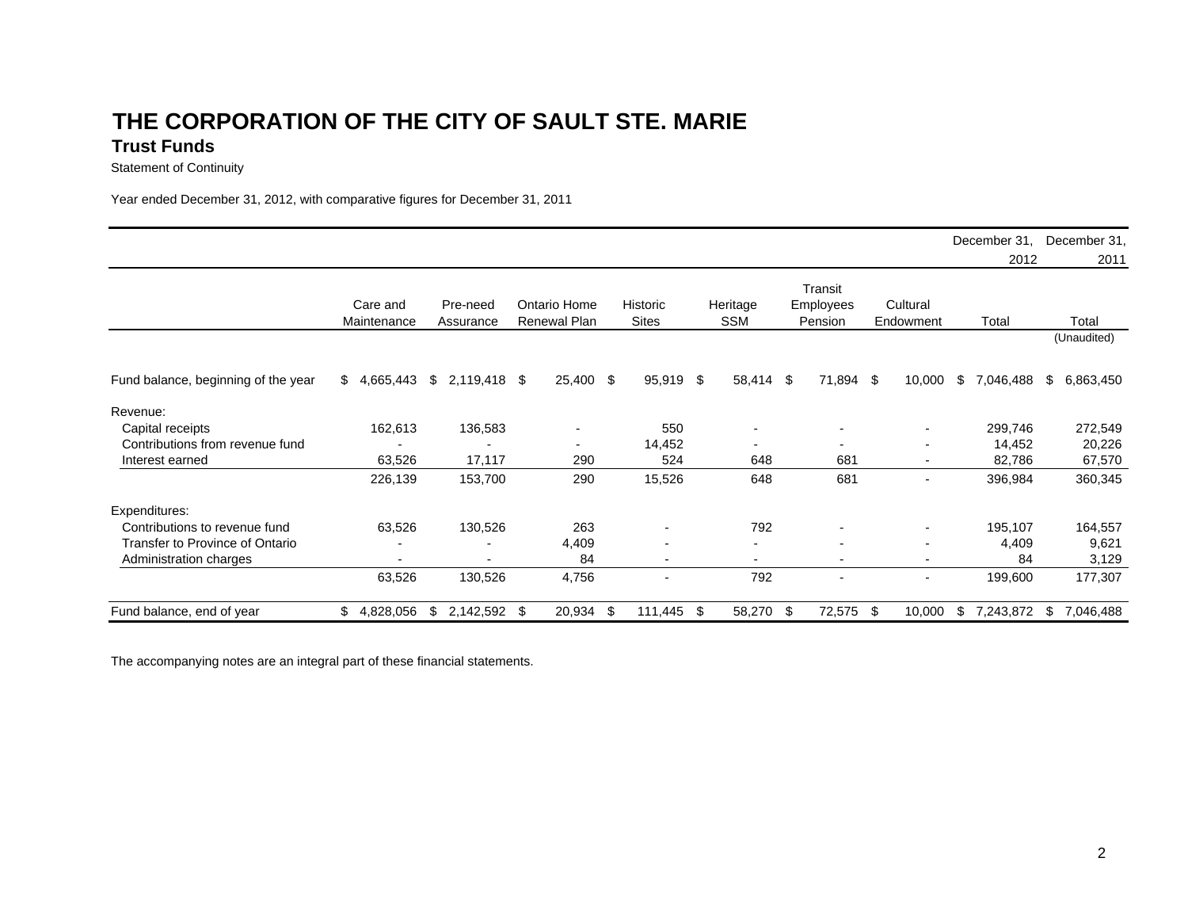# THE CORPORATION OF THE CITY OF SAULT STE. MARIE

## Trust Funds

Statement of Continuity

Year ended December 31, 2012, with comparative figures for December 31, 2011

| | Care and Maintenance | Pre-need Assurance | Ontario Home Renewal Plan | Historic Sites | Heritage SSM | Transit Employees Pension | Cultural Endowment | December 31, 2012 Total | December 31, 2011 Total (Unaudited) |
|---|---|---|---|---|---|---|---|---|---|
| Fund balance, beginning of the year | $ 4,665,443 | $ 2,119,418 | $ 25,400 | $ 95,919 | $ 58,414 | $ 71,894 | $ 10,000 | $ 7,046,488 | $ 6,863,450 |
| Revenue: | | | | | | | | | |
| Capital receipts | 162,613 | 136,583 | - | 550 | - | - | - | 299,746 | 272,549 |
| Contributions from revenue fund | - | - | - | 14,452 | - | - | - | 14,452 | 20,226 |
| Interest earned | 63,526 | 17,117 | 290 | 524 | 648 | 681 | - | 82,786 | 67,570 |
| | 226,139 | 153,700 | 290 | 15,526 | 648 | 681 | - | 396,984 | 360,345 |
| Expenditures: | | | | | | | | | |
| Contributions to revenue fund | 63,526 | 130,526 | 263 | - | 792 | - | - | 195,107 | 164,557 |
| Transfer to Province of Ontario | - | - | 4,409 | - | - | - | - | 4,409 | 9,621 |
| Administration charges | - | - | 84 | - | - | - | - | 84 | 3,129 |
| | 63,526 | 130,526 | 4,756 | - | 792 | - | - | 199,600 | 177,307 |
| Fund balance, end of year | $ 4,828,056 | $ 2,142,592 | $ 20,934 | $ 111,445 | $ 58,270 | $ 72,575 | $ 10,000 | $ 7,243,872 | $ 7,046,488 |

The accompanying notes are an integral part of these financial statements.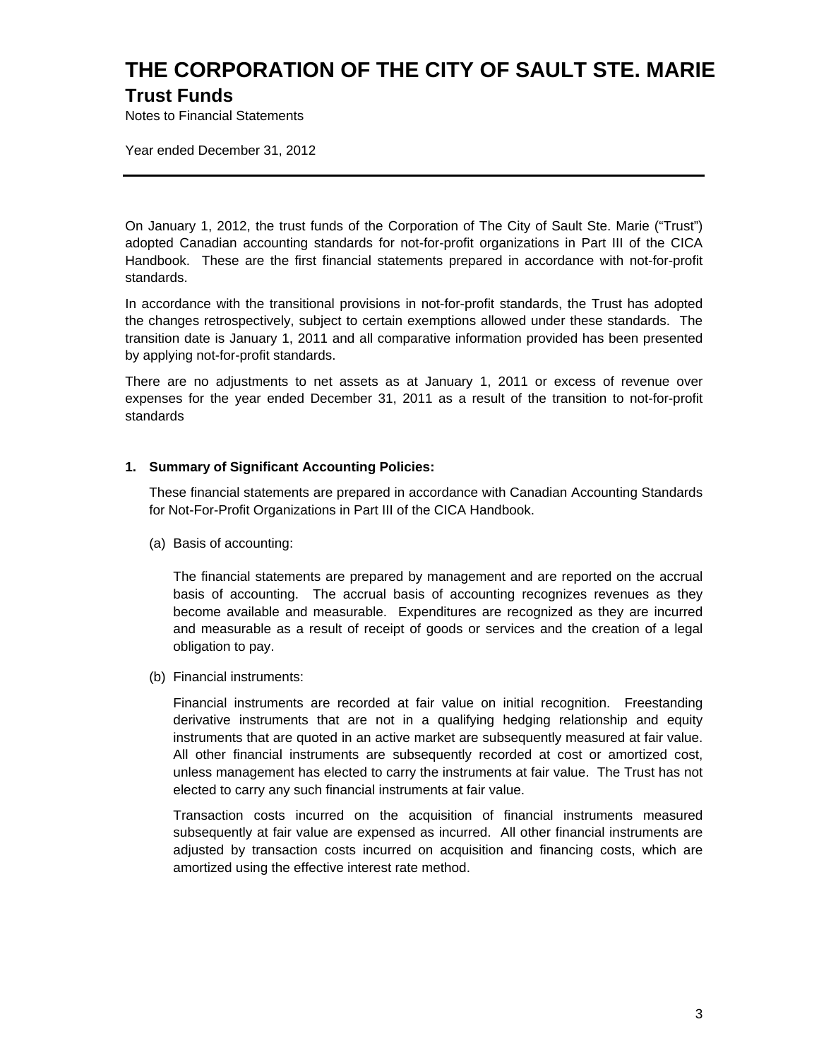# THE CORPORATION OF THE CITY OF SAULT STE. MARIE

## Trust Funds

Notes to Financial Statements

Year ended December 31, 2012

---

On January 1, 2012, the trust funds of the Corporation of The City of Sault Ste. Marie ("Trust") adopted Canadian accounting standards for not-for-profit organizations in Part III of the CICA Handbook. These are the first financial statements prepared in accordance with not-for-profit standards.

In accordance with the transitional provisions in not-for-profit standards, the Trust has adopted the changes retrospectively, subject to certain exemptions allowed under these standards. The transition date is January 1, 2011 and all comparative information provided has been presented by applying not-for-profit standards.

There are no adjustments to net assets as at January 1, 2011 or excess of revenue over expenses for the year ended December 31, 2011 as a result of the transition to not-for-profit standards

**1. Summary of Significant Accounting Policies:**

These financial statements are prepared in accordance with Canadian Accounting Standards for Not-For-Profit Organizations in Part III of the CICA Handbook.

(a) Basis of accounting:

The financial statements are prepared by management and are reported on the accrual basis of accounting. The accrual basis of accounting recognizes revenues as they become available and measurable. Expenditures are recognized as they are incurred and measurable as a result of receipt of goods or services and the creation of a legal obligation to pay.

(b) Financial instruments:

Financial instruments are recorded at fair value on initial recognition. Freestanding derivative instruments that are not in a qualifying hedging relationship and equity instruments that are quoted in an active market are subsequently measured at fair value. All other financial instruments are subsequently recorded at cost or amortized cost, unless management has elected to carry the instruments at fair value. The Trust has not elected to carry any such financial instruments at fair value.

Transaction costs incurred on the acquisition of financial instruments measured subsequently at fair value are expensed as incurred. All other financial instruments are adjusted by transaction costs incurred on acquisition and financing costs, which are amortized using the effective interest rate method.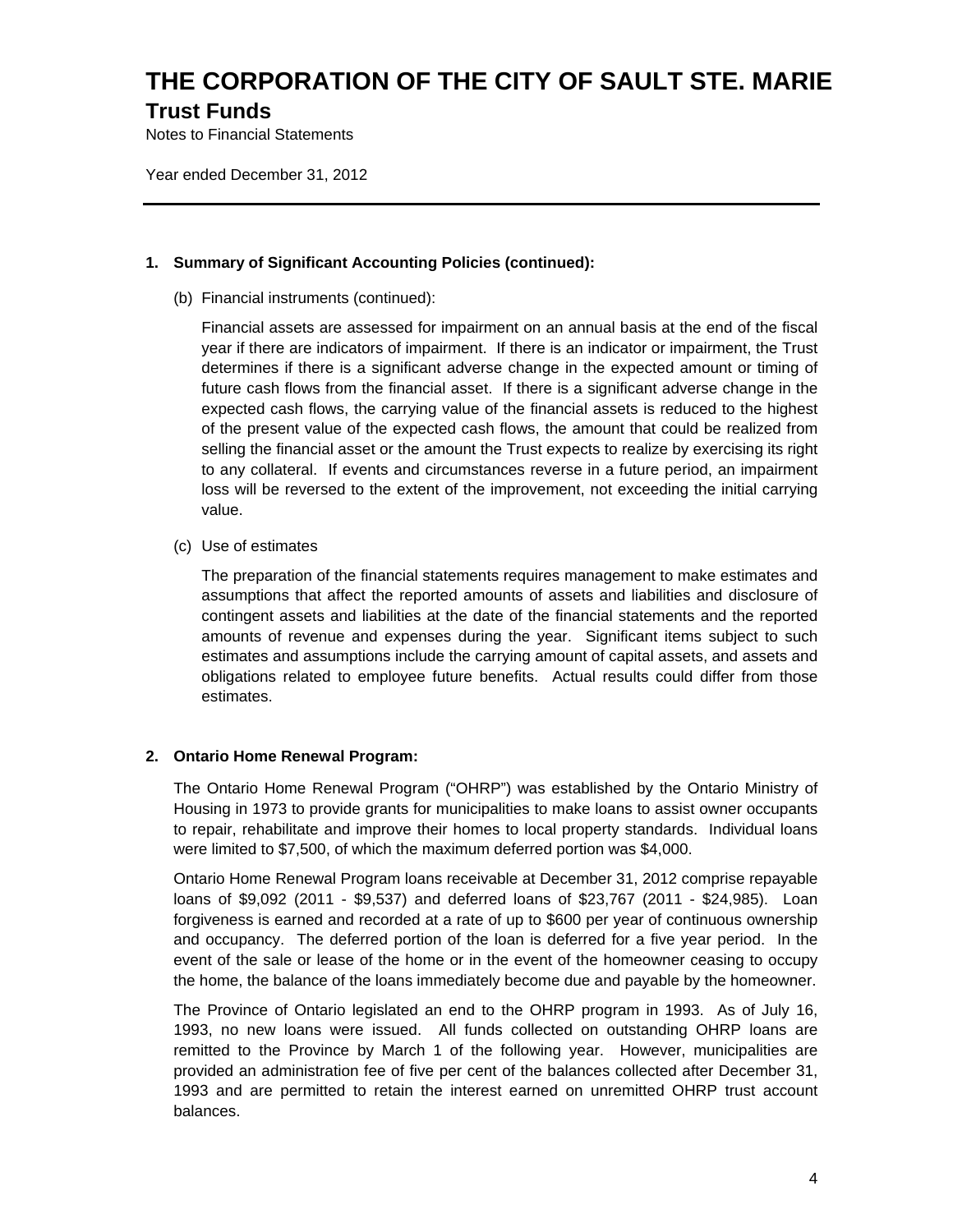# THE CORPORATION OF THE CITY OF SAULT STE. MARIE

## Trust Funds

Notes to Financial Statements

Year ended December 31, 2012

---

**1. Summary of Significant Accounting Policies (continued):**

(b) Financial instruments (continued):

Financial assets are assessed for impairment on an annual basis at the end of the fiscal year if there are indicators of impairment. If there is an indicator or impairment, the Trust determines if there is a significant adverse change in the expected amount or timing of future cash flows from the financial asset. If there is a significant adverse change in the expected cash flows, the carrying value of the financial assets is reduced to the highest of the present value of the expected cash flows, the amount that could be realized from selling the financial asset or the amount the Trust expects to realize by exercising its right to any collateral. If events and circumstances reverse in a future period, an impairment loss will be reversed to the extent of the improvement, not exceeding the initial carrying value.

(c) Use of estimates

The preparation of the financial statements requires management to make estimates and assumptions that affect the reported amounts of assets and liabilities and disclosure of contingent assets and liabilities at the date of the financial statements and the reported amounts of revenue and expenses during the year. Significant items subject to such estimates and assumptions include the carrying amount of capital assets, and assets and obligations related to employee future benefits. Actual results could differ from those estimates.

**2. Ontario Home Renewal Program:**

The Ontario Home Renewal Program ("OHRP") was established by the Ontario Ministry of Housing in 1973 to provide grants for municipalities to make loans to assist owner occupants to repair, rehabilitate and improve their homes to local property standards. Individual loans were limited to $7,500, of which the maximum deferred portion was $4,000.

Ontario Home Renewal Program loans receivable at December 31, 2012 comprise repayable loans of $9,092 (2011 - $9,537) and deferred loans of $23,767 (2011 - $24,985). Loan forgiveness is earned and recorded at a rate of up to $600 per year of continuous ownership and occupancy. The deferred portion of the loan is deferred for a five year period. In the event of the sale or lease of the home or in the event of the homeowner ceasing to occupy the home, the balance of the loans immediately become due and payable by the homeowner.

The Province of Ontario legislated an end to the OHRP program in 1993. As of July 16, 1993, no new loans were issued. All funds collected on outstanding OHRP loans are remitted to the Province by March 1 of the following year. However, municipalities are provided an administration fee of five per cent of the balances collected after December 31, 1993 and are permitted to retain the interest earned on unremitted OHRP trust account balances.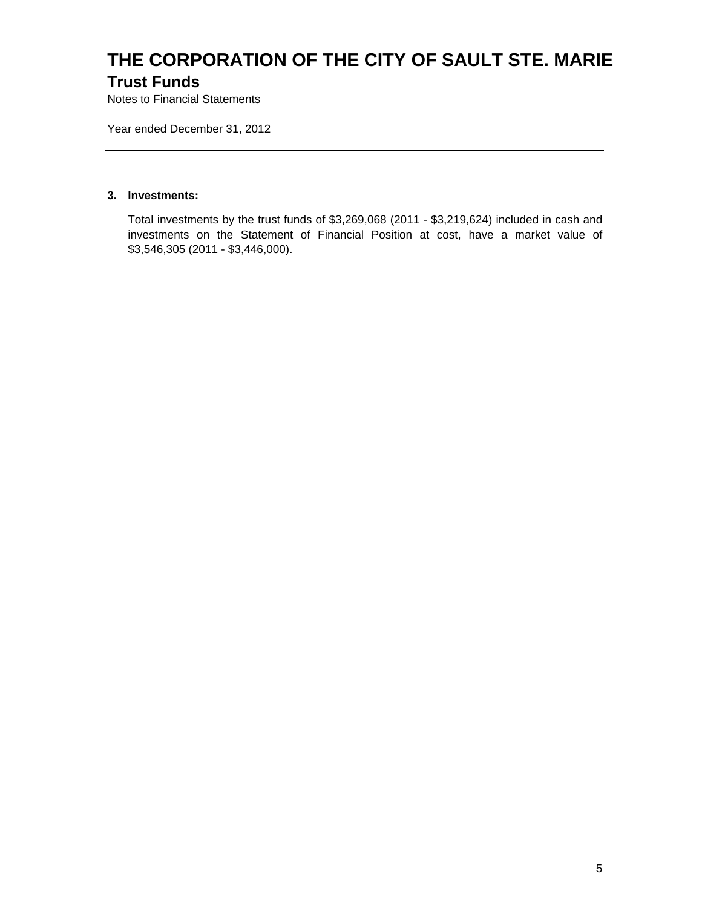# THE CORPORATION OF THE CITY OF SAULT STE. MARIE

## Trust Funds

Notes to Financial Statements

Year ended December 31, 2012

---

**3. Investments:**

Total investments by the trust funds of $3,269,068 (2011 - $3,219,624) included in cash and investments on the Statement of Financial Position at cost, have a market value of $3,546,305 (2011 - $3,446,000).